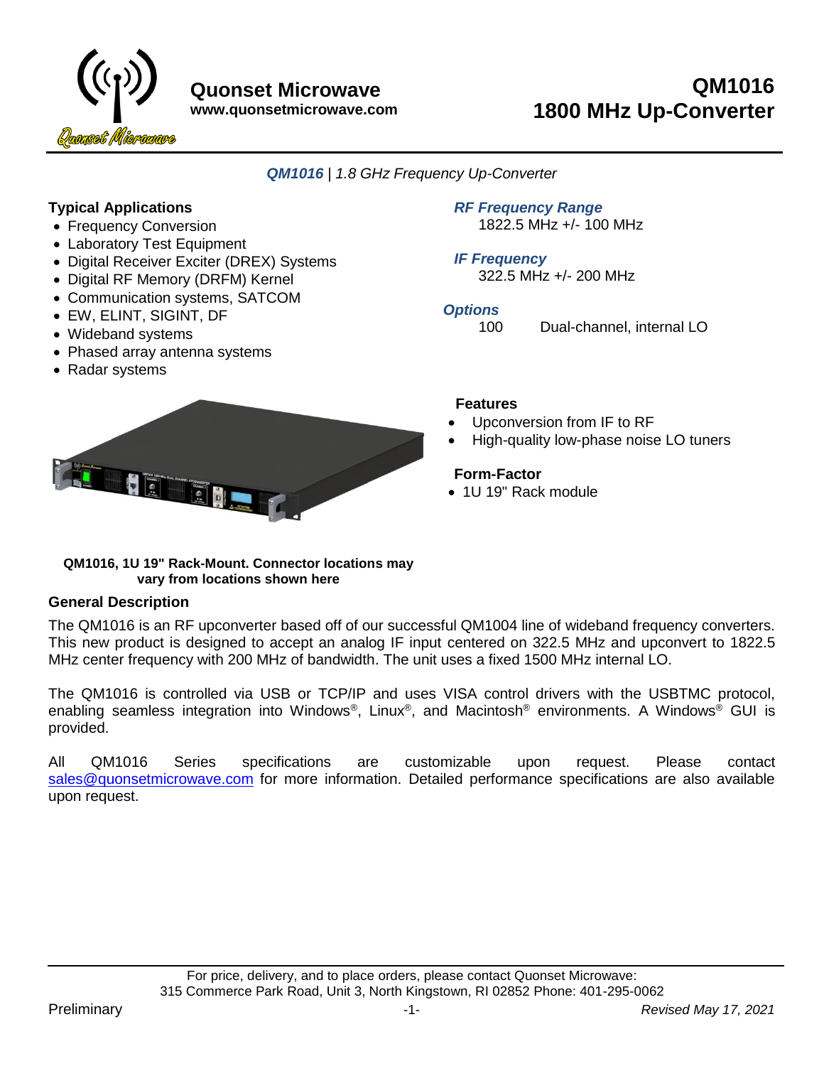# Quonset Microwave

www.quonsetmicrowave.com

# QM1016 1800 MHz Up-Converter

***QM1016** | 1.8 GHz Frequency Up-Converter*

### Typical Applications

- Frequency Conversion
- Laboratory Test Equipment
- Digital Receiver Exciter (DREX) Systems
- Digital RF Memory (DRFM) Kernel
- Communication systems, SATCOM
- EW, ELINT, SIGINT, DF
- Wideband systems
- Phased array antenna systems
- Radar systems

***RF Frequency Range***

1822.5 MHz +/- 100 MHz

***IF Frequency***

322.5 MHz +/- 200 MHz

***Options***

100 Dual-channel, internal LO

### Features

- Upconversion from IF to RF
- High-quality low-phase noise LO tuners

### Form-Factor

- 1U 19" Rack module

**QM1016, 1U 19" Rack-Mount. Connector locations may vary from locations shown here**

### General Description

The QM1016 is an RF upconverter based off of our successful QM1004 line of wideband frequency converters. This new product is designed to accept an analog IF input centered on 322.5 MHz and upconvert to 1822.5 MHz center frequency with 200 MHz of bandwidth. The unit uses a fixed 1500 MHz internal LO.

The QM1016 is controlled via USB or TCP/IP and uses VISA control drivers with the USBTMC protocol, enabling seamless integration into Windows®, Linux®, and Macintosh® environments. A Windows® GUI is provided.

All QM1016 Series specifications are customizable upon request. Please contact sales@quonsetmicrowave.com for more information. Detailed performance specifications are also available upon request.

For price, delivery, and to place orders, please contact Quonset Microwave:
315 Commerce Park Road, Unit 3, North Kingstown, RI 02852 Phone: 401-295-0062

Preliminary *Revised May 17, 2021*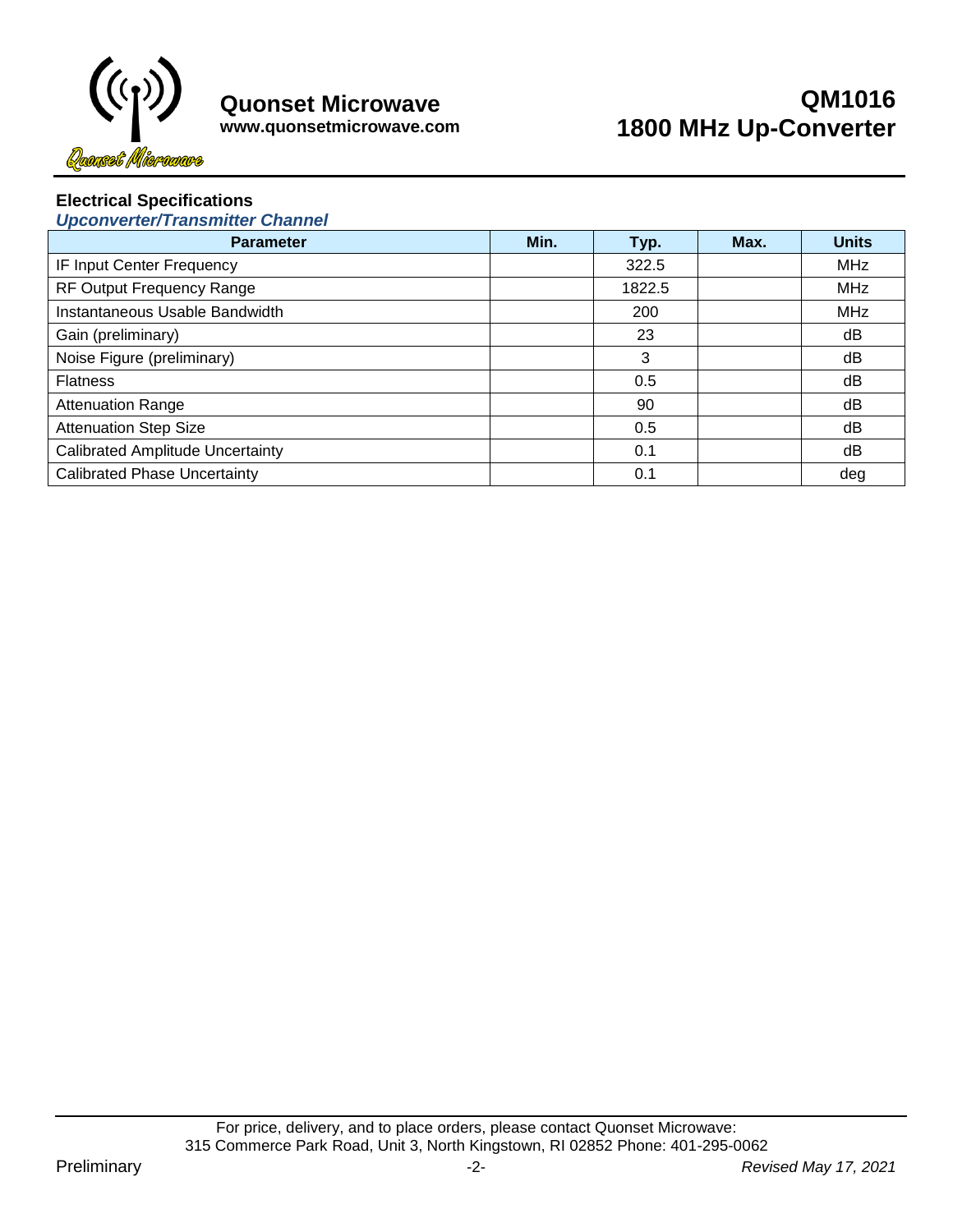## Electrical Specifications

### *Upconverter/Transmitter Channel*

| Parameter | Min. | Typ. | Max. | Units |
|---|---|---|---|---|
| IF Input Center Frequency | | 322.5 | | MHz |
| RF Output Frequency Range | | 1822.5 | | MHz |
| Instantaneous Usable Bandwidth | | 200 | | MHz |
| Gain (preliminary) | | 23 | | dB |
| Noise Figure (preliminary) | | 3 | | dB |
| Flatness | | 0.5 | | dB |
| Attenuation Range | | 90 | | dB |
| Attenuation Step Size | | 0.5 | | dB |
| Calibrated Amplitude Uncertainty | | 0.1 | | dB |
| Calibrated Phase Uncertainty | | 0.1 | | deg |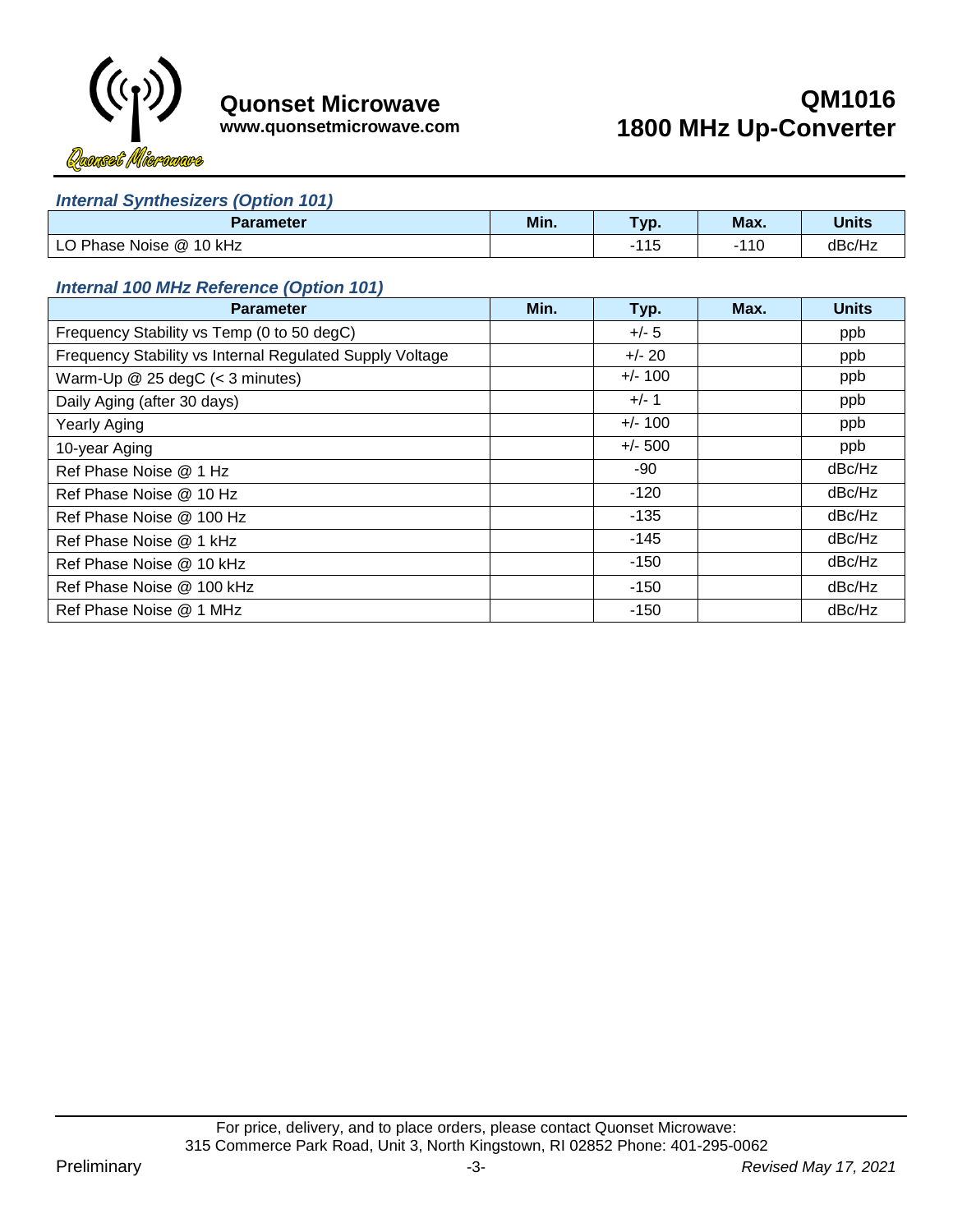### *Internal Synthesizers (Option 101)*

| Parameter | Min. | Typ. | Max. | Units |
|---|---|---|---|---|
| LO Phase Noise @ 10 kHz | | -115 | -110 | dBc/Hz |

### *Internal 100 MHz Reference (Option 101)*

| Parameter | Min. | Typ. | Max. | Units |
|---|---|---|---|---|
| Frequency Stability vs Temp (0 to 50 degC) | | +/- 5 | | ppb |
| Frequency Stability vs Internal Regulated Supply Voltage | | +/- 20 | | ppb |
| Warm-Up @ 25 degC (< 3 minutes) | | +/- 100 | | ppb |
| Daily Aging (after 30 days) | | +/- 1 | | ppb |
| Yearly Aging | | +/- 100 | | ppb |
| 10-year Aging | | +/- 500 | | ppb |
| Ref Phase Noise @ 1 Hz | | -90 | | dBc/Hz |
| Ref Phase Noise @ 10 Hz | | -120 | | dBc/Hz |
| Ref Phase Noise @ 100 Hz | | -135 | | dBc/Hz |
| Ref Phase Noise @ 1 kHz | | -145 | | dBc/Hz |
| Ref Phase Noise @ 10 kHz | | -150 | | dBc/Hz |
| Ref Phase Noise @ 100 kHz | | -150 | | dBc/Hz |
| Ref Phase Noise @ 1 MHz | | -150 | | dBc/Hz |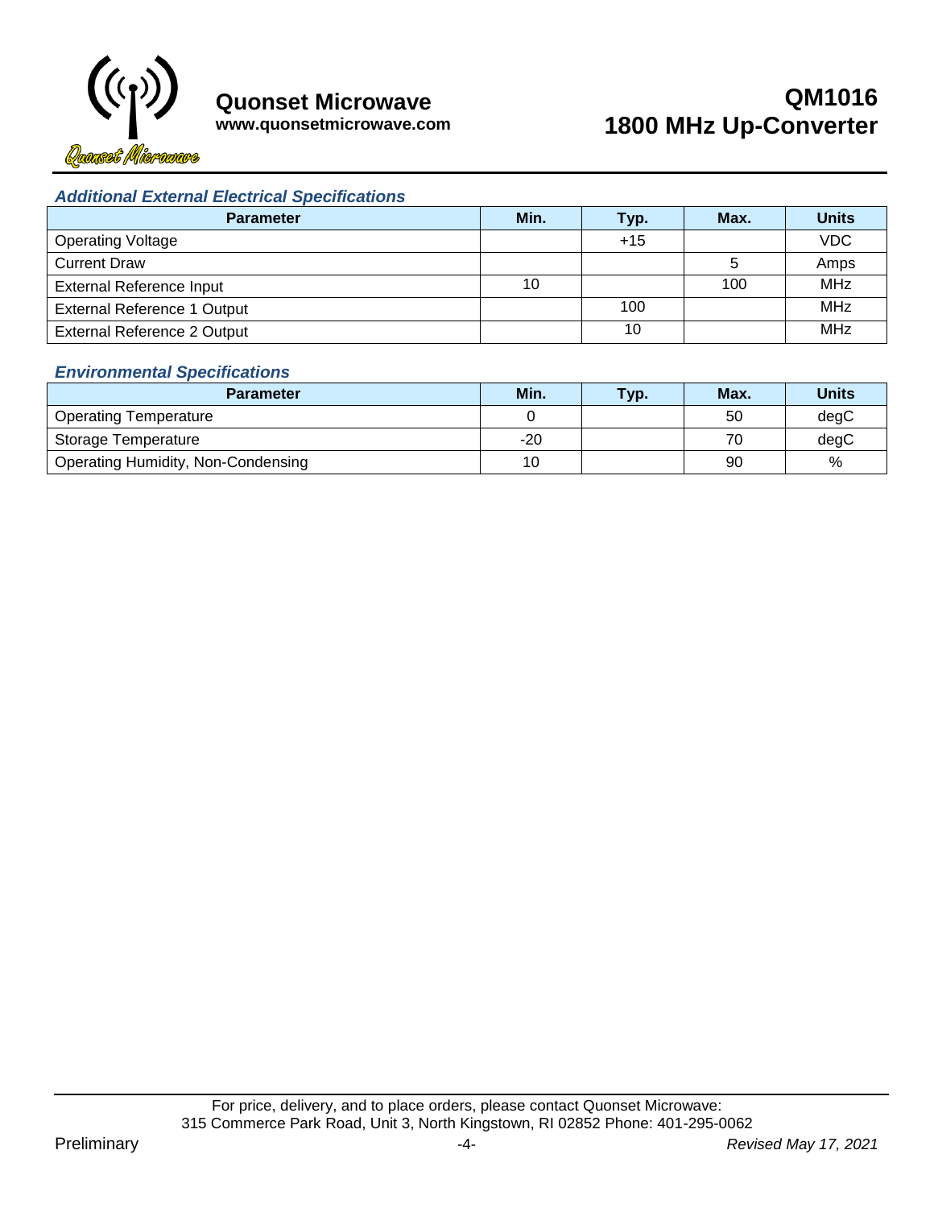### *Additional External Electrical Specifications*

| Parameter | Min. | Typ. | Max. | Units |
|---|---|---|---|---|
| Operating Voltage | | +15 | | VDC |
| Current Draw | | | 5 | Amps |
| External Reference Input | 10 | | 100 | MHz |
| External Reference 1 Output | | 100 | | MHz |
| External Reference 2 Output | | 10 | | MHz |

### *Environmental Specifications*

| Parameter | Min. | Typ. | Max. | Units |
|---|---|---|---|---|
| Operating Temperature | 0 | | 50 | degC |
| Storage Temperature | -20 | | 70 | degC |
| Operating Humidity, Non-Condensing | 10 | | 90 | % |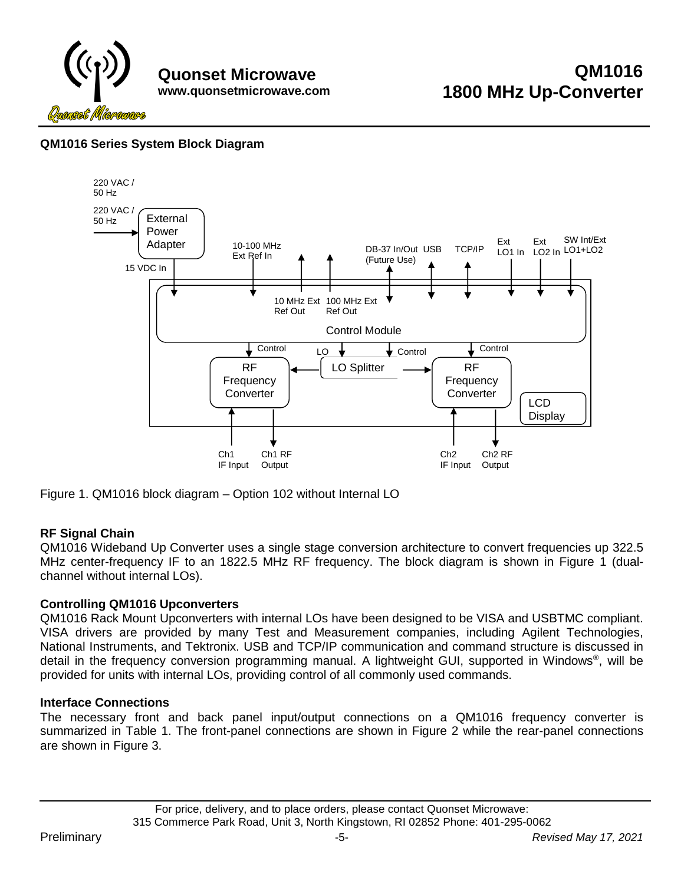## QM1016 Series System Block Diagram

220 VAC / 50 Hz

220 VAC / 50 Hz

External Power Adapter

15 VDC In

10-100 MHz Ext Ref In

10 MHz Ext Ref Out

100 MHz Ext Ref Out

DB-37 In/Out (Future Use)

USB

TCP/IP

Ext LO1 In

Ext LO2 In

SW Int/Ext LO1+LO2

Control Module

Control

LO

Control

Control

RF Frequency Converter

LO Splitter

RF Frequency Converter

LCD Display

Ch1 IF Input

Ch1 RF Output

Ch2 IF Input

Ch2 RF Output

Figure 1. QM1016 block diagram – Option 102 without Internal LO

### RF Signal Chain

QM1016 Wideband Up Converter uses a single stage conversion architecture to convert frequencies up 322.5 MHz center-frequency IF to an 1822.5 MHz RF frequency. The block diagram is shown in Figure 1 (dual-channel without internal LOs).

### Controlling QM1016 Upconverters

QM1016 Rack Mount Upconverters with internal LOs have been designed to be VISA and USBTMC compliant. VISA drivers are provided by many Test and Measurement companies, including Agilent Technologies, National Instruments, and Tektronix. USB and TCP/IP communication and command structure is discussed in detail in the frequency conversion programming manual. A lightweight GUI, supported in Windows®, will be provided for units with internal LOs, providing control of all commonly used commands.

### Interface Connections

The necessary front and back panel input/output connections on a QM1016 frequency converter is summarized in Table 1. The front-panel connections are shown in Figure 2 while the rear-panel connections are shown in Figure 3.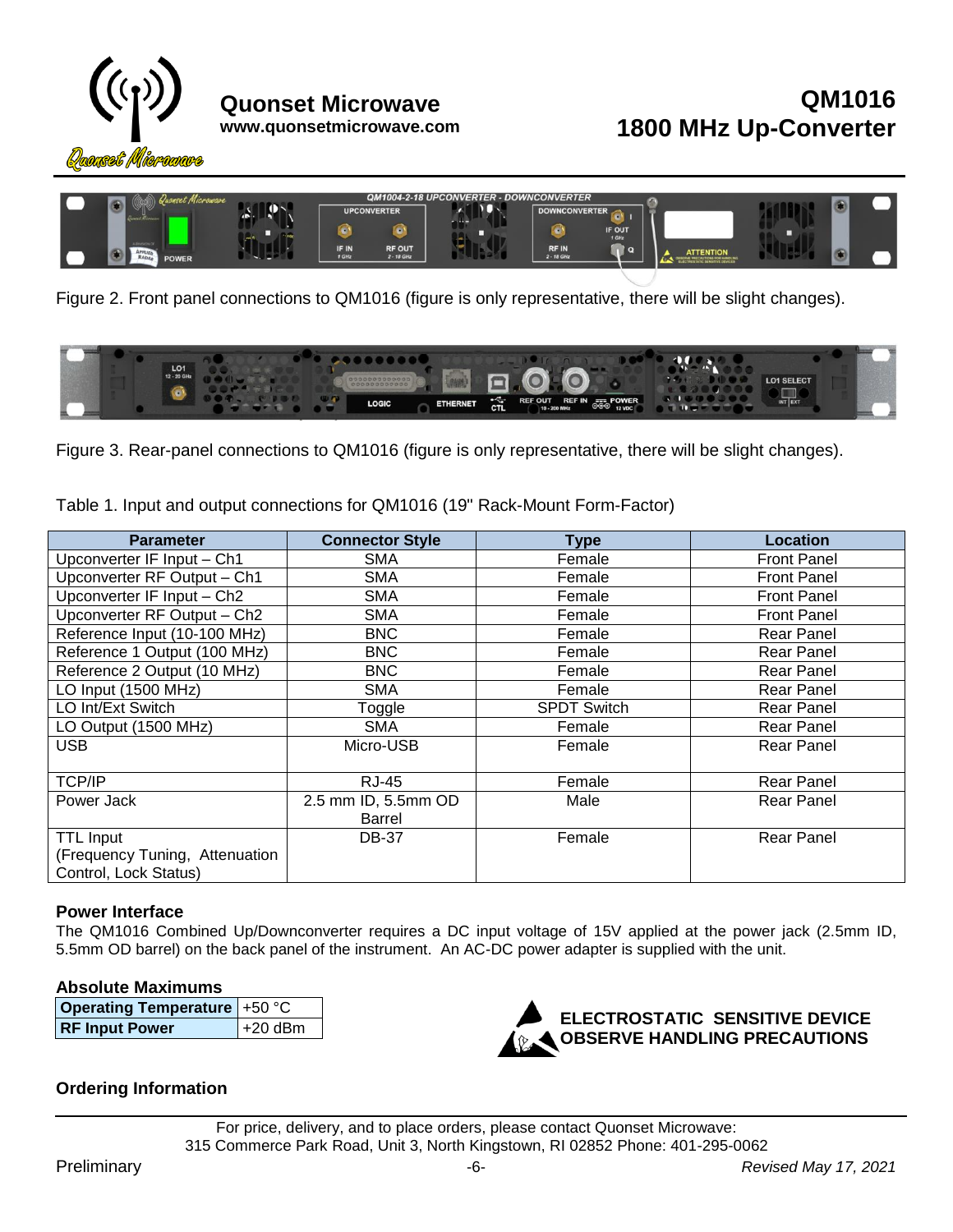Figure 2. Front panel connections to QM1016 (figure is only representative, there will be slight changes).

Figure 3. Rear-panel connections to QM1016 (figure is only representative, there will be slight changes).

Table 1. Input and output connections for QM1016 (19" Rack-Mount Form-Factor)

| Parameter | Connector Style | Type | Location |
|---|---|---|---|
| Upconverter IF Input – Ch1 | SMA | Female | Front Panel |
| Upconverter RF Output – Ch1 | SMA | Female | Front Panel |
| Upconverter IF Input – Ch2 | SMA | Female | Front Panel |
| Upconverter RF Output – Ch2 | SMA | Female | Front Panel |
| Reference Input (10-100 MHz) | BNC | Female | Rear Panel |
| Reference 1 Output (100 MHz) | BNC | Female | Rear Panel |
| Reference 2 Output (10 MHz) | BNC | Female | Rear Panel |
| LO Input (1500 MHz) | SMA | Female | Rear Panel |
| LO Int/Ext Switch | Toggle | SPDT Switch | Rear Panel |
| LO Output (1500 MHz) | SMA | Female | Rear Panel |
| USB | Micro-USB | Female | Rear Panel |
| TCP/IP | RJ-45 | Female | Rear Panel |
| Power Jack | 2.5 mm ID, 5.5mm OD Barrel | Male | Rear Panel |
| TTL Input (Frequency Tuning, Attenuation Control, Lock Status) | DB-37 | Female | Rear Panel |

## Power Interface

The QM1016 Combined Up/Downconverter requires a DC input voltage of 15V applied at the power jack (2.5mm ID, 5.5mm OD barrel) on the back panel of the instrument. An AC-DC power adapter is supplied with the unit.

## Absolute Maximums

| Operating Temperature | +50 °C |
|---|---|
| RF Input Power | +20 dBm |

**ELECTROSTATIC SENSITIVE DEVICE**
**OBSERVE HANDLING PRECAUTIONS**

## Ordering Information

For price, delivery, and to place orders, please contact Quonset Microwave:
315 Commerce Park Road, Unit 3, North Kingstown, RI 02852 Phone: 401-295-0062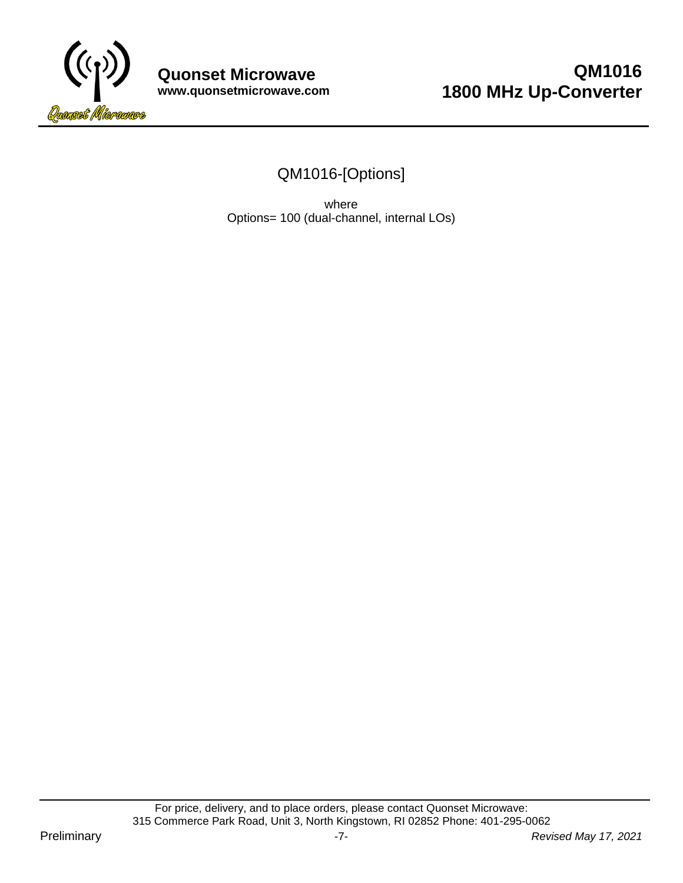QM1016-[Options]

where
Options= 100 (dual-channel, internal LOs)